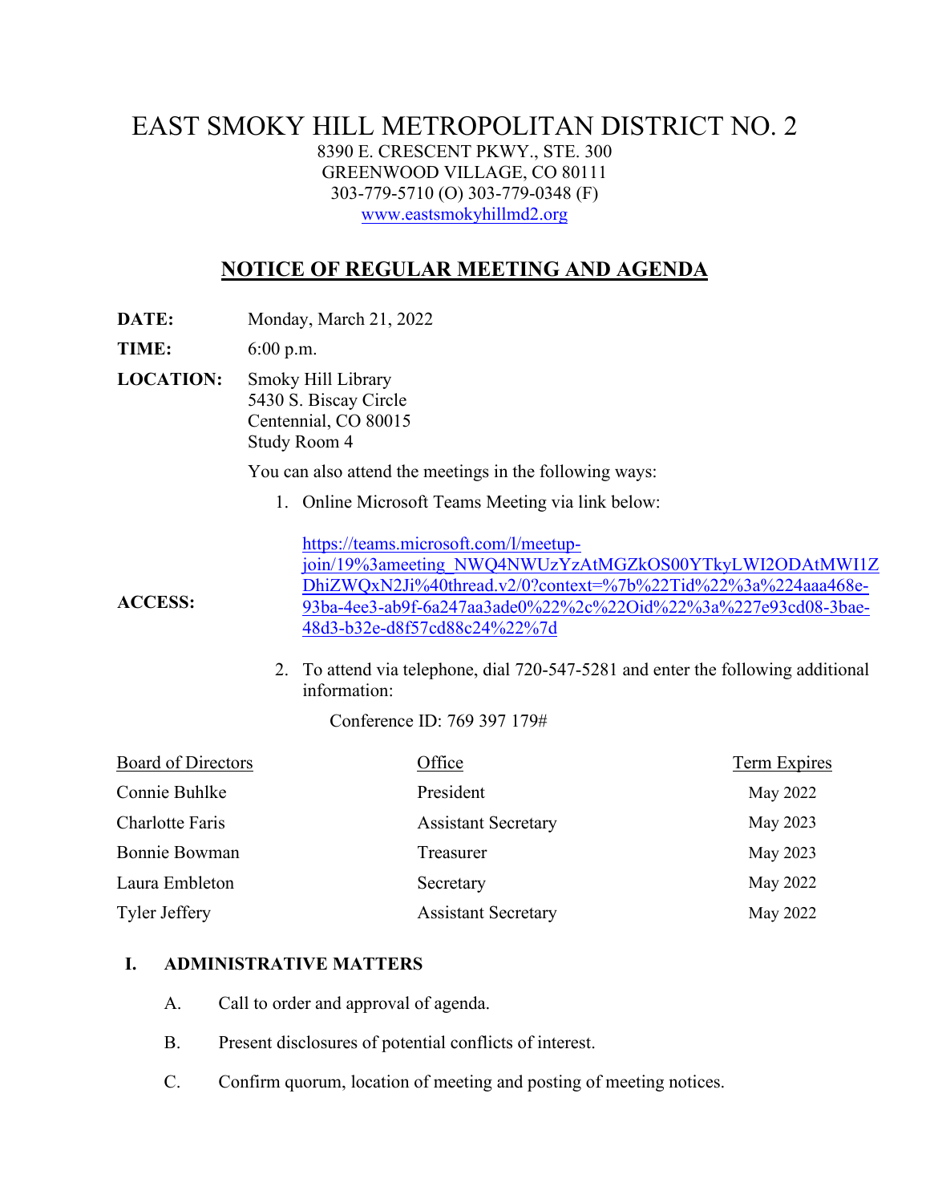# EAST SMOKY HILL METROPOLITAN DISTRICT NO. 2

8390 E. CRESCENT PKWY., STE. 300
GREENWOOD VILLAGE, CO 80111
303-779-5710 (O) 303-779-0348 (F)
www.eastsmokyhillmd2.org

## NOTICE OF REGULAR MEETING AND AGENDA

**DATE:** Monday, March 21, 2022

**TIME:** 6:00 p.m.

**LOCATION:** Smoky Hill Library
5430 S. Biscay Circle
Centennial, CO 80015
Study Room 4

**ACCESS:** You can also attend the meetings in the following ways:

1. Online Microsoft Teams Meeting via link below:

   https://teams.microsoft.com/l/meetup-join/19%3ameeting_NWQ4NWUzYzAtMGZkOS00YTkyLWI2ODAtMWI1ZDhiZWQxN2Ji%40thread.v2/0?context=%7b%22Tid%22%3a%224aaa468e-93ba-4ee3-ab9f-6a247aa3ade0%22%2c%22Oid%22%3a%227e93cd08-3bae-48d3-b32e-d8f57cd88c24%22%7d

2. To attend via telephone, dial 720-547-5281 and enter the following additional information:

   Conference ID: 769 397 179#

| Board of Directors | Office | Term Expires |
|---|---|---|
| Connie Buhlke | President | May 2022 |
| Charlotte Faris | Assistant Secretary | May 2023 |
| Bonnie Bowman | Treasurer | May 2023 |
| Laura Embleton | Secretary | May 2022 |
| Tyler Jeffery | Assistant Secretary | May 2022 |

### I. ADMINISTRATIVE MATTERS

A. Call to order and approval of agenda.

B. Present disclosures of potential conflicts of interest.

C. Confirm quorum, location of meeting and posting of meeting notices.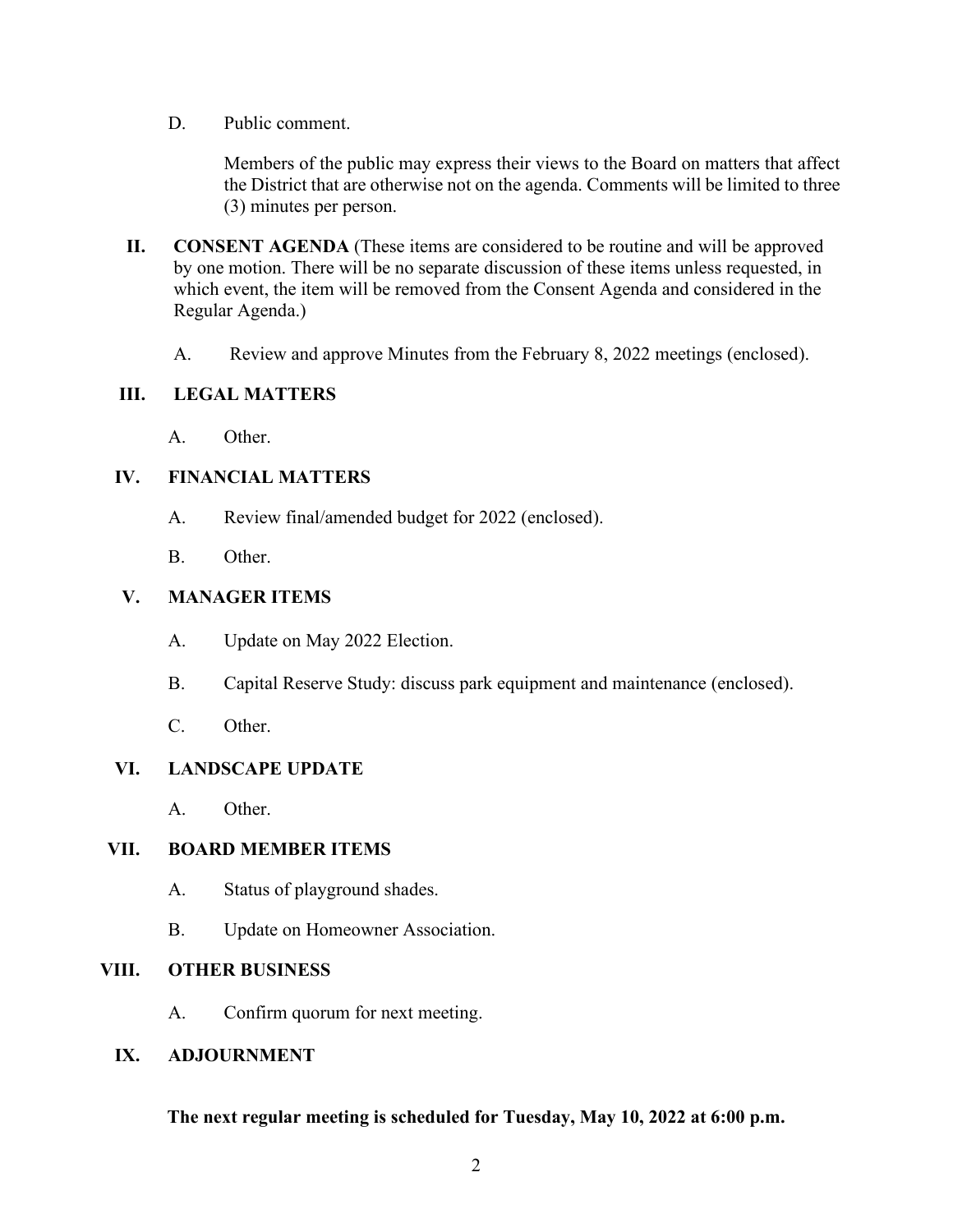D. Public comment.

Members of the public may express their views to the Board on matters that affect the District that are otherwise not on the agenda. Comments will be limited to three (3) minutes per person.

**II. CONSENT AGENDA** (These items are considered to be routine and will be approved by one motion. There will be no separate discussion of these items unless requested, in which event, the item will be removed from the Consent Agenda and considered in the Regular Agenda.)

A. Review and approve Minutes from the February 8, 2022 meetings (enclosed).

**III. LEGAL MATTERS**

A. Other.

**IV. FINANCIAL MATTERS**

A. Review final/amended budget for 2022 (enclosed).

B. Other.

**V. MANAGER ITEMS**

A. Update on May 2022 Election.

B. Capital Reserve Study: discuss park equipment and maintenance (enclosed).

C. Other.

**VI. LANDSCAPE UPDATE**

A. Other.

**VII. BOARD MEMBER ITEMS**

A. Status of playground shades.

B. Update on Homeowner Association.

**VIII. OTHER BUSINESS**

A. Confirm quorum for next meeting.

**IX. ADJOURNMENT**

**The next regular meeting is scheduled for Tuesday, May 10, 2022 at 6:00 p.m.**